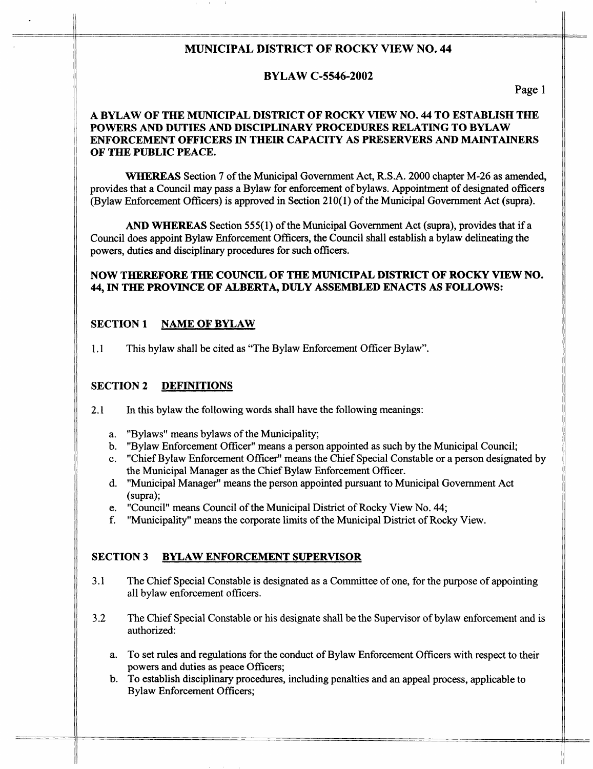# MUNICIPAL DISTRICT OF ROCKY VIEW NO. 44

## BYLAW C-5546-2002

**A BYLAW OF THE MUNICIPAL DISTRICT OF ROCKY VIEW NO. 44 TO ESTABLISH THE POWERS AND DUTIES AND DISCIPLINARY PROCEDURES RELATING TO BYLAW ENFORCEMENT OFFICERS IN THEIR CAPACITY AS PRESERVERS AND MAINTAINERS OF THE PUBLIC PEACE.**

**WHEREAS** Section 7 of the Municipal Government Act, R.S.A. 2000 chapter M-26 as amended, provides that a Council may pass a Bylaw for enforcement of bylaws. Appointment of designated officers (Bylaw Enforcement Officers) is approved in Section 210(1) of the Municipal Government Act (supra).

**AND WHEREAS** Section 555(1) of the Municipal Government Act (supra), provides that if a Council does appoint Bylaw Enforcement Officers, the Council shall establish a bylaw delineating the powers, duties and disciplinary procedures for such officers.

**NOW THEREFORE THE COUNCIL OF THE MUNICIPAL DISTRICT OF ROCKY VIEW NO. 44, IN THE PROVINCE OF ALBERTA, DULY ASSEMBLED ENACTS AS FOLLOWS:**

### SECTION 1 NAME OF BYLAW

1.1 This bylaw shall be cited as "The Bylaw Enforcement Officer Bylaw".

### SECTION 2 DEFINITIONS

2.1 In this bylaw the following words shall have the following meanings:

a. "Bylaws" means bylaws of the Municipality;
b. "Bylaw Enforcement Officer" means a person appointed as such by the Municipal Council;
c. "Chief Bylaw Enforcement Officer" means the Chief Special Constable or a person designated by the Municipal Manager as the Chief Bylaw Enforcement Officer.
d. "Municipal Manager" means the person appointed pursuant to Municipal Government Act (supra);
e. "Council" means Council of the Municipal District of Rocky View No. 44;
f. "Municipality" means the corporate limits of the Municipal District of Rocky View.

### SECTION 3 BYLAW ENFORCEMENT SUPERVISOR

3.1 The Chief Special Constable is designated as a Committee of one, for the purpose of appointing all bylaw enforcement officers.

3.2 The Chief Special Constable or his designate shall be the Supervisor of bylaw enforcement and is authorized:

a. To set rules and regulations for the conduct of Bylaw Enforcement Officers with respect to their powers and duties as peace Officers;
b. To establish disciplinary procedures, including penalties and an appeal process, applicable to Bylaw Enforcement Officers;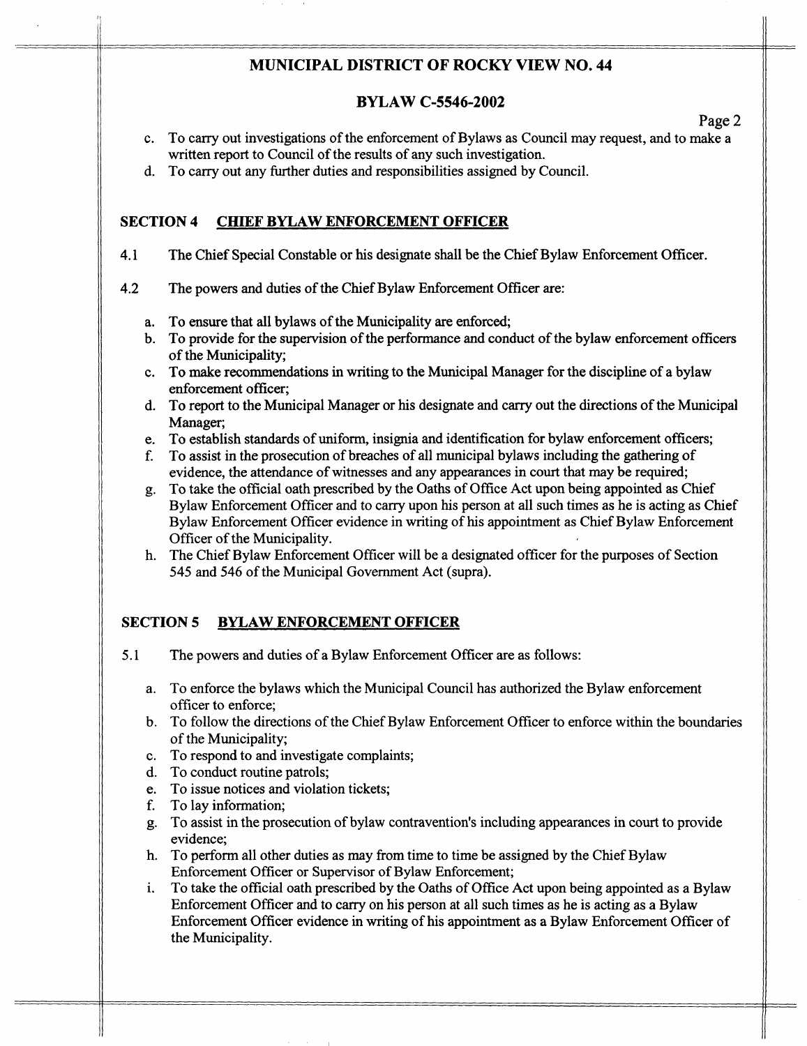c. To carry out investigations of the enforcement of Bylaws as Council may request, and to make a written report to Council of the results of any such investigation.
d. To carry out any further duties and responsibilities assigned by Council.

## SECTION 4 CHIEF BYLAW ENFORCEMENT OFFICER

4.1 The Chief Special Constable or his designate shall be the Chief Bylaw Enforcement Officer.

4.2 The powers and duties of the Chief Bylaw Enforcement Officer are:

a. To ensure that all bylaws of the Municipality are enforced;
b. To provide for the supervision of the performance and conduct of the bylaw enforcement officers of the Municipality;
c. To make recommendations in writing to the Municipal Manager for the discipline of a bylaw enforcement officer;
d. To report to the Municipal Manager or his designate and carry out the directions of the Municipal Manager;
e. To establish standards of uniform, insignia and identification for bylaw enforcement officers;
f. To assist in the prosecution of breaches of all municipal bylaws including the gathering of evidence, the attendance of witnesses and any appearances in court that may be required;
g. To take the official oath prescribed by the Oaths of Office Act upon being appointed as Chief Bylaw Enforcement Officer and to carry upon his person at all such times as he is acting as Chief Bylaw Enforcement Officer evidence in writing of his appointment as Chief Bylaw Enforcement Officer of the Municipality.
h. The Chief Bylaw Enforcement Officer will be a designated officer for the purposes of Section 545 and 546 of the Municipal Government Act (supra).

## SECTION 5 BYLAW ENFORCEMENT OFFICER

5.1 The powers and duties of a Bylaw Enforcement Officer are as follows:

a. To enforce the bylaws which the Municipal Council has authorized the Bylaw enforcement officer to enforce;
b. To follow the directions of the Chief Bylaw Enforcement Officer to enforce within the boundaries of the Municipality;
c. To respond to and investigate complaints;
d. To conduct routine patrols;
e. To issue notices and violation tickets;
f. To lay information;
g. To assist in the prosecution of bylaw contravention's including appearances in court to provide evidence;
h. To perform all other duties as may from time to time be assigned by the Chief Bylaw Enforcement Officer or Supervisor of Bylaw Enforcement;
i. To take the official oath prescribed by the Oaths of Office Act upon being appointed as a Bylaw Enforcement Officer and to carry on his person at all such times as he is acting as a Bylaw Enforcement Officer evidence in writing of his appointment as a Bylaw Enforcement Officer of the Municipality.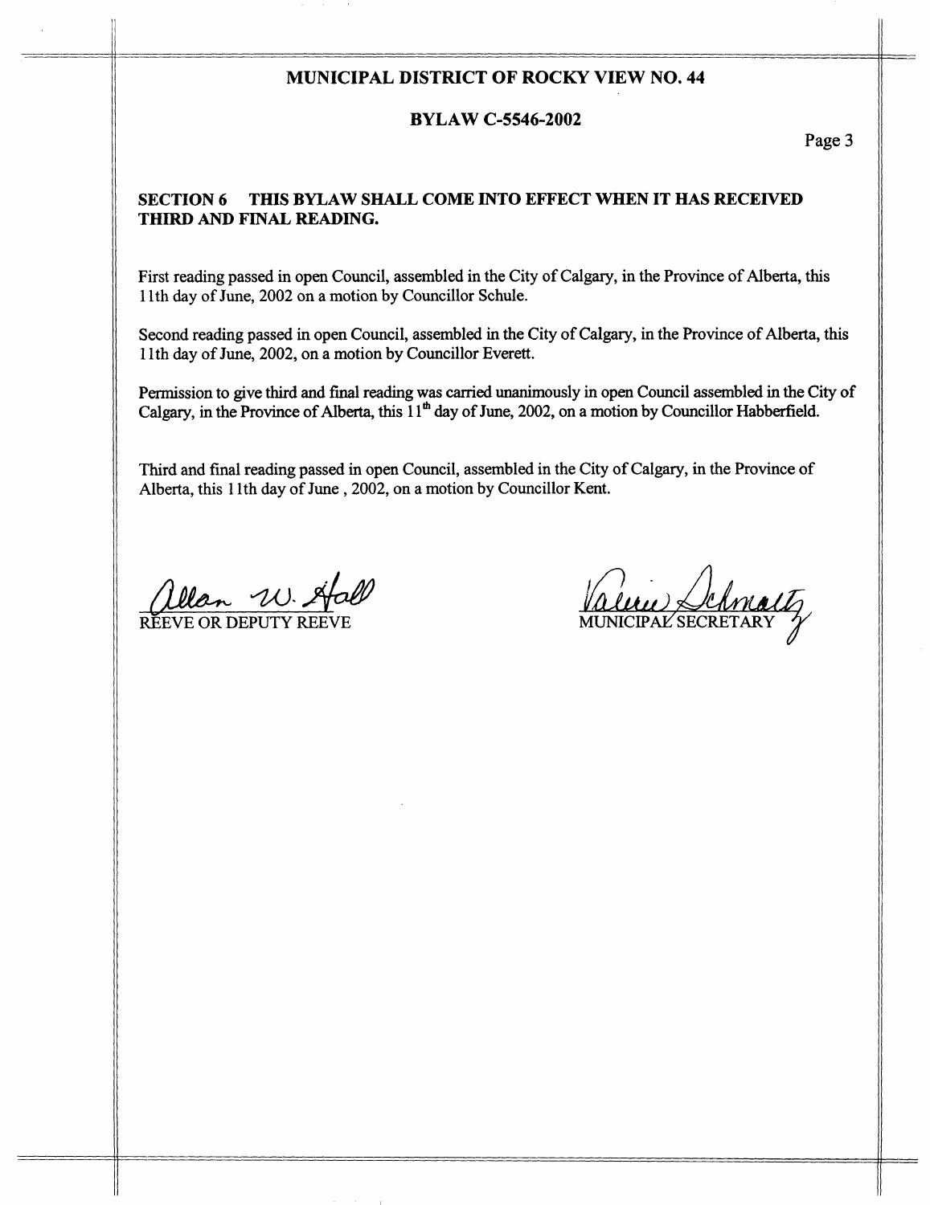# MUNICIPAL DISTRICT OF ROCKY VIEW NO. 44

## BYLAW C-5546-2002

**SECTION 6 THIS BYLAW SHALL COME INTO EFFECT WHEN IT HAS RECEIVED THIRD AND FINAL READING.**

First reading passed in open Council, assembled in the City of Calgary, in the Province of Alberta, this 11th day of June, 2002 on a motion by Councillor Schule.

Second reading passed in open Council, assembled in the City of Calgary, in the Province of Alberta, this 11th day of June, 2002, on a motion by Councillor Everett.

Permission to give third and final reading was carried unanimously in open Council assembled in the City of Calgary, in the Province of Alberta, this 11th day of June, 2002, on a motion by Councillor Habberfield.

Third and final reading passed in open Council, assembled in the City of Calgary, in the Province of Alberta, this 11th day of June , 2002, on a motion by Councillor Kent.

Allan W. Hall
REEVE OR DEPUTY REEVE

Valerie Schmaltz
MUNICIPAL SECRETARY